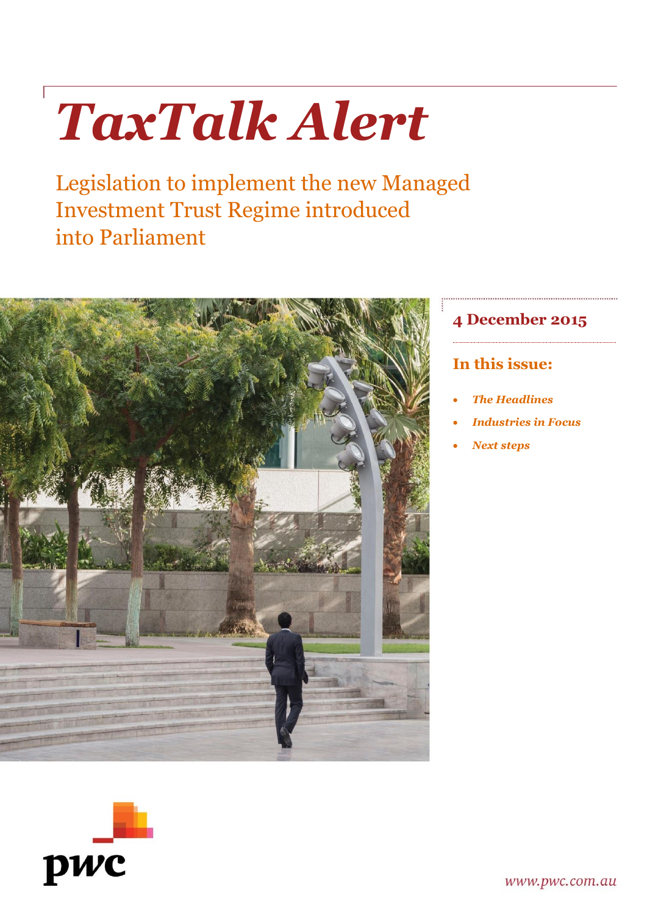# TaxTalk Alert

## Legislation to implement the new Managed Investment Trust Regime introduced into Parliament

**4 December 2015**

**In this issue:**

- ***The Headlines***
- ***Industries in Focus***
- ***Next steps***

*www.pwc.com.au*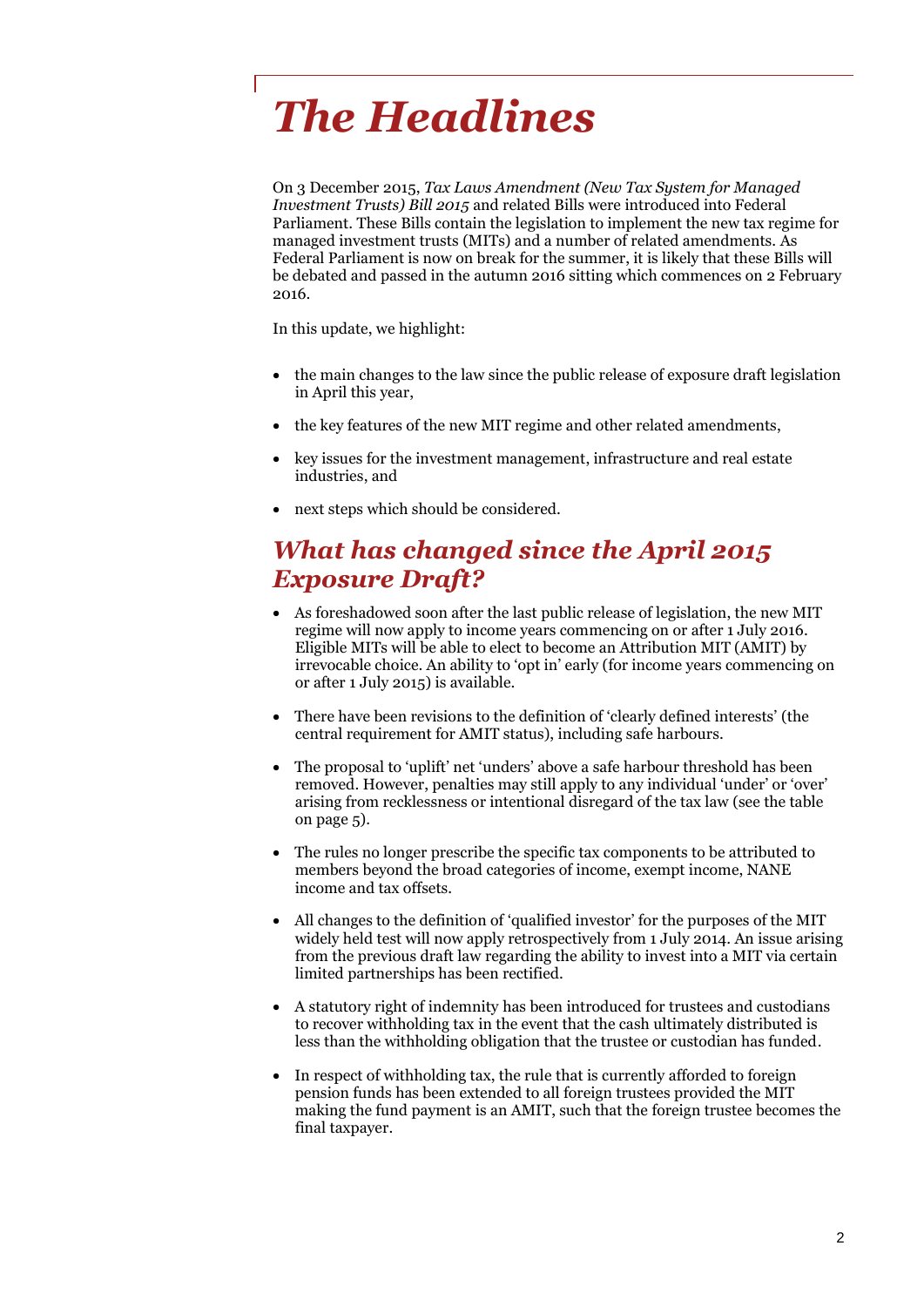# *The Headlines*

On 3 December 2015, *Tax Laws Amendment (New Tax System for Managed Investment Trusts) Bill 2015* and related Bills were introduced into Federal Parliament. These Bills contain the legislation to implement the new tax regime for managed investment trusts (MITs) and a number of related amendments. As Federal Parliament is now on break for the summer, it is likely that these Bills will be debated and passed in the autumn 2016 sitting which commences on 2 February 2016.

In this update, we highlight:

- the main changes to the law since the public release of exposure draft legislation in April this year,
- the key features of the new MIT regime and other related amendments,
- key issues for the investment management, infrastructure and real estate industries, and
- next steps which should be considered.

## *What has changed since the April 2015 Exposure Draft?*

- As foreshadowed soon after the last public release of legislation, the new MIT regime will now apply to income years commencing on or after 1 July 2016. Eligible MITs will be able to elect to become an Attribution MIT (AMIT) by irrevocable choice. An ability to 'opt in' early (for income years commencing on or after 1 July 2015) is available.
- There have been revisions to the definition of 'clearly defined interests' (the central requirement for AMIT status), including safe harbours.
- The proposal to 'uplift' net 'unders' above a safe harbour threshold has been removed. However, penalties may still apply to any individual 'under' or 'over' arising from recklessness or intentional disregard of the tax law (see the table on page 5).
- The rules no longer prescribe the specific tax components to be attributed to members beyond the broad categories of income, exempt income, NANE income and tax offsets.
- All changes to the definition of 'qualified investor' for the purposes of the MIT widely held test will now apply retrospectively from 1 July 2014. An issue arising from the previous draft law regarding the ability to invest into a MIT via certain limited partnerships has been rectified.
- A statutory right of indemnity has been introduced for trustees and custodians to recover withholding tax in the event that the cash ultimately distributed is less than the withholding obligation that the trustee or custodian has funded.
- In respect of withholding tax, the rule that is currently afforded to foreign pension funds has been extended to all foreign trustees provided the MIT making the fund payment is an AMIT, such that the foreign trustee becomes the final taxpayer.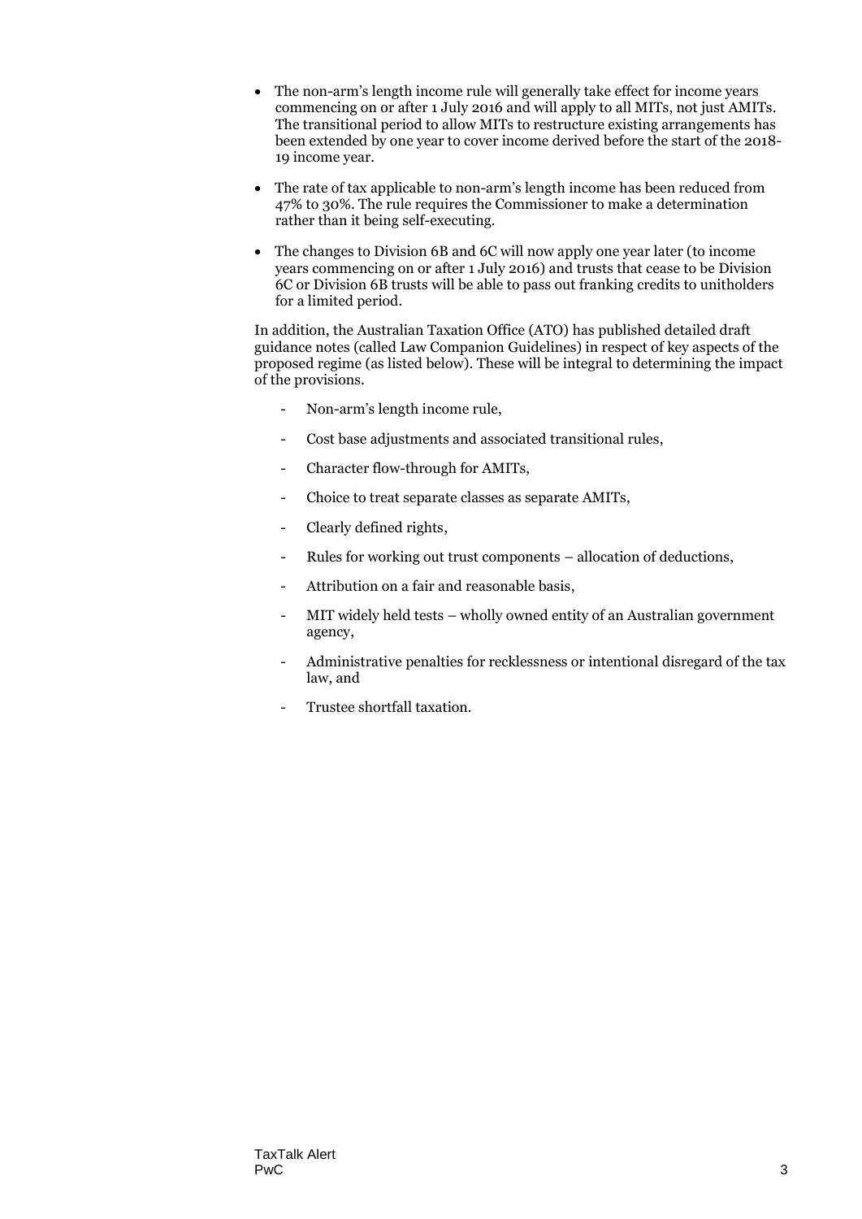- The non-arm's length income rule will generally take effect for income years commencing on or after 1 July 2016 and will apply to all MITs, not just AMITs. The transitional period to allow MITs to restructure existing arrangements has been extended by one year to cover income derived before the start of the 2018-19 income year.
- The rate of tax applicable to non-arm's length income has been reduced from 47% to 30%. The rule requires the Commissioner to make a determination rather than it being self-executing.
- The changes to Division 6B and 6C will now apply one year later (to income years commencing on or after 1 July 2016) and trusts that cease to be Division 6C or Division 6B trusts will be able to pass out franking credits to unitholders for a limited period.

In addition, the Australian Taxation Office (ATO) has published detailed draft guidance notes (called Law Companion Guidelines) in respect of key aspects of the proposed regime (as listed below). These will be integral to determining the impact of the provisions.

- Non-arm's length income rule,
- Cost base adjustments and associated transitional rules,
- Character flow-through for AMITs,
- Choice to treat separate classes as separate AMITs,
- Clearly defined rights,
- Rules for working out trust components – allocation of deductions,
- Attribution on a fair and reasonable basis,
- MIT widely held tests – wholly owned entity of an Australian government agency,
- Administrative penalties for recklessness or intentional disregard of the tax law, and
- Trustee shortfall taxation.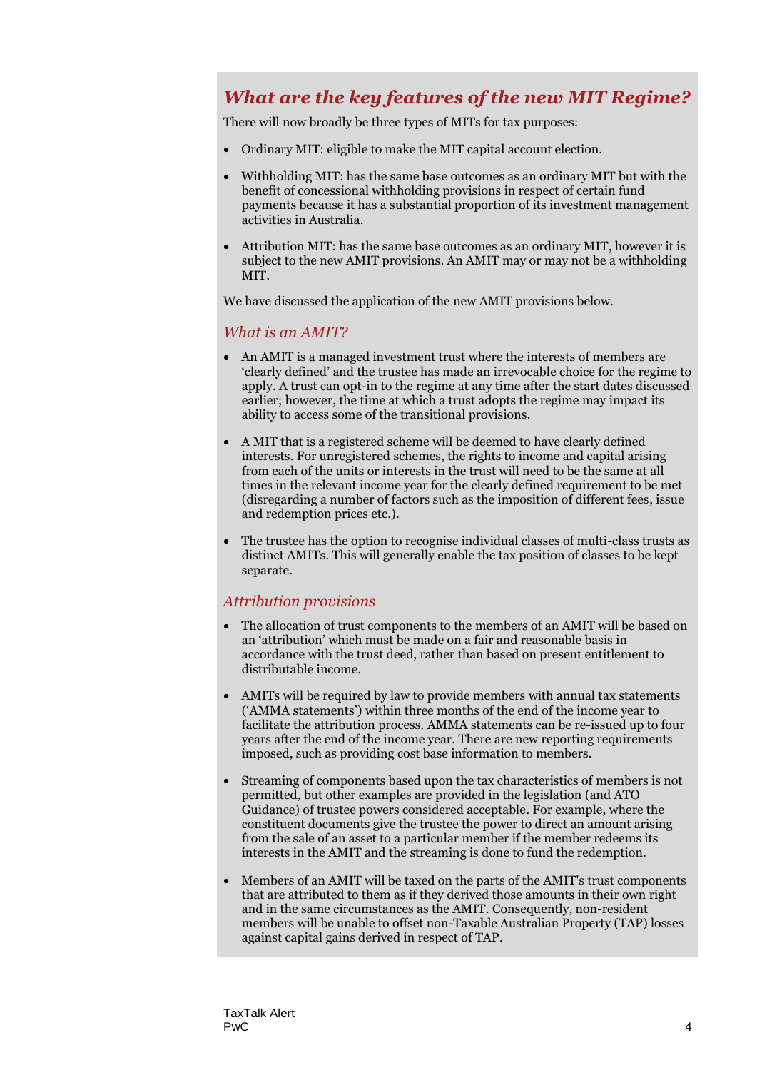## *What are the key features of the new MIT Regime?*

There will now broadly be three types of MITs for tax purposes:

- Ordinary MIT: eligible to make the MIT capital account election.
- Withholding MIT: has the same base outcomes as an ordinary MIT but with the benefit of concessional withholding provisions in respect of certain fund payments because it has a substantial proportion of its investment management activities in Australia.
- Attribution MIT: has the same base outcomes as an ordinary MIT, however it is subject to the new AMIT provisions. An AMIT may or may not be a withholding MIT.

We have discussed the application of the new AMIT provisions below.

### *What is an AMIT?*

- An AMIT is a managed investment trust where the interests of members are 'clearly defined' and the trustee has made an irrevocable choice for the regime to apply. A trust can opt-in to the regime at any time after the start dates discussed earlier; however, the time at which a trust adopts the regime may impact its ability to access some of the transitional provisions.
- A MIT that is a registered scheme will be deemed to have clearly defined interests. For unregistered schemes, the rights to income and capital arising from each of the units or interests in the trust will need to be the same at all times in the relevant income year for the clearly defined requirement to be met (disregarding a number of factors such as the imposition of different fees, issue and redemption prices etc.).
- The trustee has the option to recognise individual classes of multi-class trusts as distinct AMITs. This will generally enable the tax position of classes to be kept separate.

### *Attribution provisions*

- The allocation of trust components to the members of an AMIT will be based on an 'attribution' which must be made on a fair and reasonable basis in accordance with the trust deed, rather than based on present entitlement to distributable income.
- AMITs will be required by law to provide members with annual tax statements ('AMMA statements') within three months of the end of the income year to facilitate the attribution process. AMMA statements can be re-issued up to four years after the end of the income year. There are new reporting requirements imposed, such as providing cost base information to members.
- Streaming of components based upon the tax characteristics of members is not permitted, but other examples are provided in the legislation (and ATO Guidance) of trustee powers considered acceptable. For example, where the constituent documents give the trustee the power to direct an amount arising from the sale of an asset to a particular member if the member redeems its interests in the AMIT and the streaming is done to fund the redemption.
- Members of an AMIT will be taxed on the parts of the AMIT's trust components that are attributed to them as if they derived those amounts in their own right and in the same circumstances as the AMIT. Consequently, non-resident members will be unable to offset non-Taxable Australian Property (TAP) losses against capital gains derived in respect of TAP.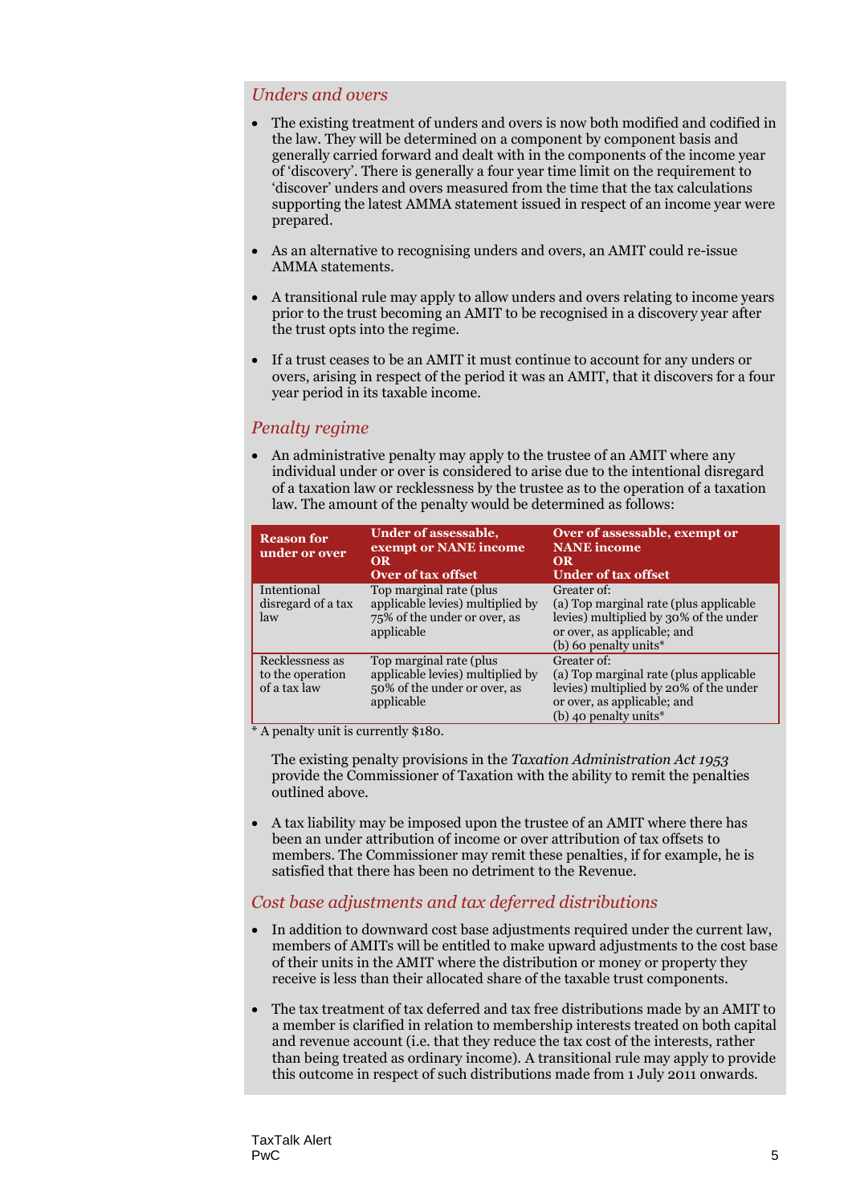### *Unders and overs*

- The existing treatment of unders and overs is now both modified and codified in the law. They will be determined on a component by component basis and generally carried forward and dealt with in the components of the income year of 'discovery'. There is generally a four year time limit on the requirement to 'discover' unders and overs measured from the time that the tax calculations supporting the latest AMMA statement issued in respect of an income year were prepared.

- As an alternative to recognising unders and overs, an AMIT could re-issue AMMA statements.

- A transitional rule may apply to allow unders and overs relating to income years prior to the trust becoming an AMIT to be recognised in a discovery year after the trust opts into the regime.

- If a trust ceases to be an AMIT it must continue to account for any unders or overs, arising in respect of the period it was an AMIT, that it discovers for a four year period in its taxable income.

### *Penalty regime*

- An administrative penalty may apply to the trustee of an AMIT where any individual under or over is considered to arise due to the intentional disregard of a taxation law or recklessness by the trustee as to the operation of a taxation law. The amount of the penalty would be determined as follows:

| Reason for under or over | Under of assessable, exempt or NANE income OR Over of tax offset | Over of assessable, exempt or NANE income OR Under of tax offset |
|---|---|---|
| Intentional disregard of a tax law | Top marginal rate (plus applicable levies) multiplied by 75% of the under or over, as applicable | Greater of: (a) Top marginal rate (plus applicable levies) multiplied by 30% of the under or over, as applicable; and (b) 60 penalty units* |
| Recklessness as to the operation of a tax law | Top marginal rate (plus applicable levies) multiplied by 50% of the under or over, as applicable | Greater of: (a) Top marginal rate (plus applicable levies) multiplied by 20% of the under or over, as applicable; and (b) 40 penalty units* |

\* A penalty unit is currently $180.

  The existing penalty provisions in the *Taxation Administration Act 1953* provide the Commissioner of Taxation with the ability to remit the penalties outlined above.

- A tax liability may be imposed upon the trustee of an AMIT where there has been an under attribution of income or over attribution of tax offsets to members. The Commissioner may remit these penalties, if for example, he is satisfied that there has been no detriment to the Revenue.

### *Cost base adjustments and tax deferred distributions*

- In addition to downward cost base adjustments required under the current law, members of AMITs will be entitled to make upward adjustments to the cost base of their units in the AMIT where the distribution or money or property they receive is less than their allocated share of the taxable trust components.

- The tax treatment of tax deferred and tax free distributions made by an AMIT to a member is clarified in relation to membership interests treated on both capital and revenue account (i.e. that they reduce the tax cost of the interests, rather than being treated as ordinary income). A transitional rule may apply to provide this outcome in respect of such distributions made from 1 July 2011 onwards.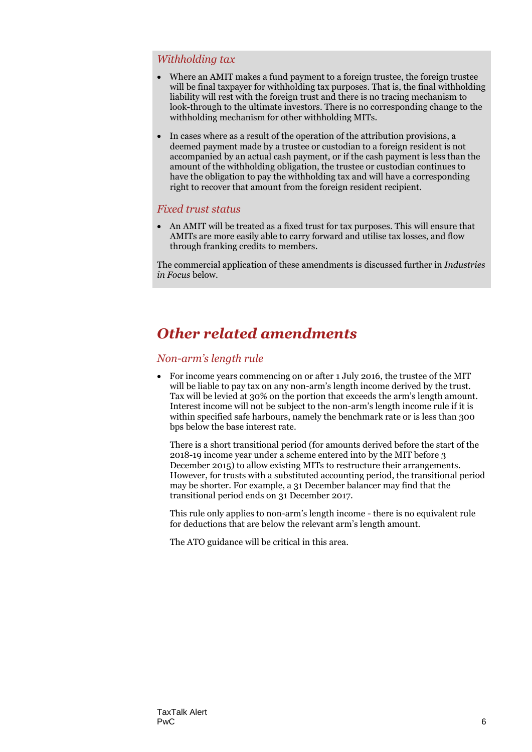### *Withholding tax*

- Where an AMIT makes a fund payment to a foreign trustee, the foreign trustee will be final taxpayer for withholding tax purposes. That is, the final withholding liability will rest with the foreign trust and there is no tracing mechanism to look-through to the ultimate investors. There is no corresponding change to the withholding mechanism for other withholding MITs.
- In cases where as a result of the operation of the attribution provisions, a deemed payment made by a trustee or custodian to a foreign resident is not accompanied by an actual cash payment, or if the cash payment is less than the amount of the withholding obligation, the trustee or custodian continues to have the obligation to pay the withholding tax and will have a corresponding right to recover that amount from the foreign resident recipient.

### *Fixed trust status*

- An AMIT will be treated as a fixed trust for tax purposes. This will ensure that AMITs are more easily able to carry forward and utilise tax losses, and flow through franking credits to members.

The commercial application of these amendments is discussed further in *Industries in Focus* below.

## *Other related amendments*

### *Non-arm's length rule*

- For income years commencing on or after 1 July 2016, the trustee of the MIT will be liable to pay tax on any non-arm's length income derived by the trust. Tax will be levied at 30% on the portion that exceeds the arm's length amount. Interest income will not be subject to the non-arm's length income rule if it is within specified safe harbours, namely the benchmark rate or is less than 300 bps below the base interest rate.

  There is a short transitional period (for amounts derived before the start of the 2018-19 income year under a scheme entered into by the MIT before 3 December 2015) to allow existing MITs to restructure their arrangements. However, for trusts with a substituted accounting period, the transitional period may be shorter. For example, a 31 December balancer may find that the transitional period ends on 31 December 2017.

  This rule only applies to non-arm's length income - there is no equivalent rule for deductions that are below the relevant arm's length amount.

  The ATO guidance will be critical in this area.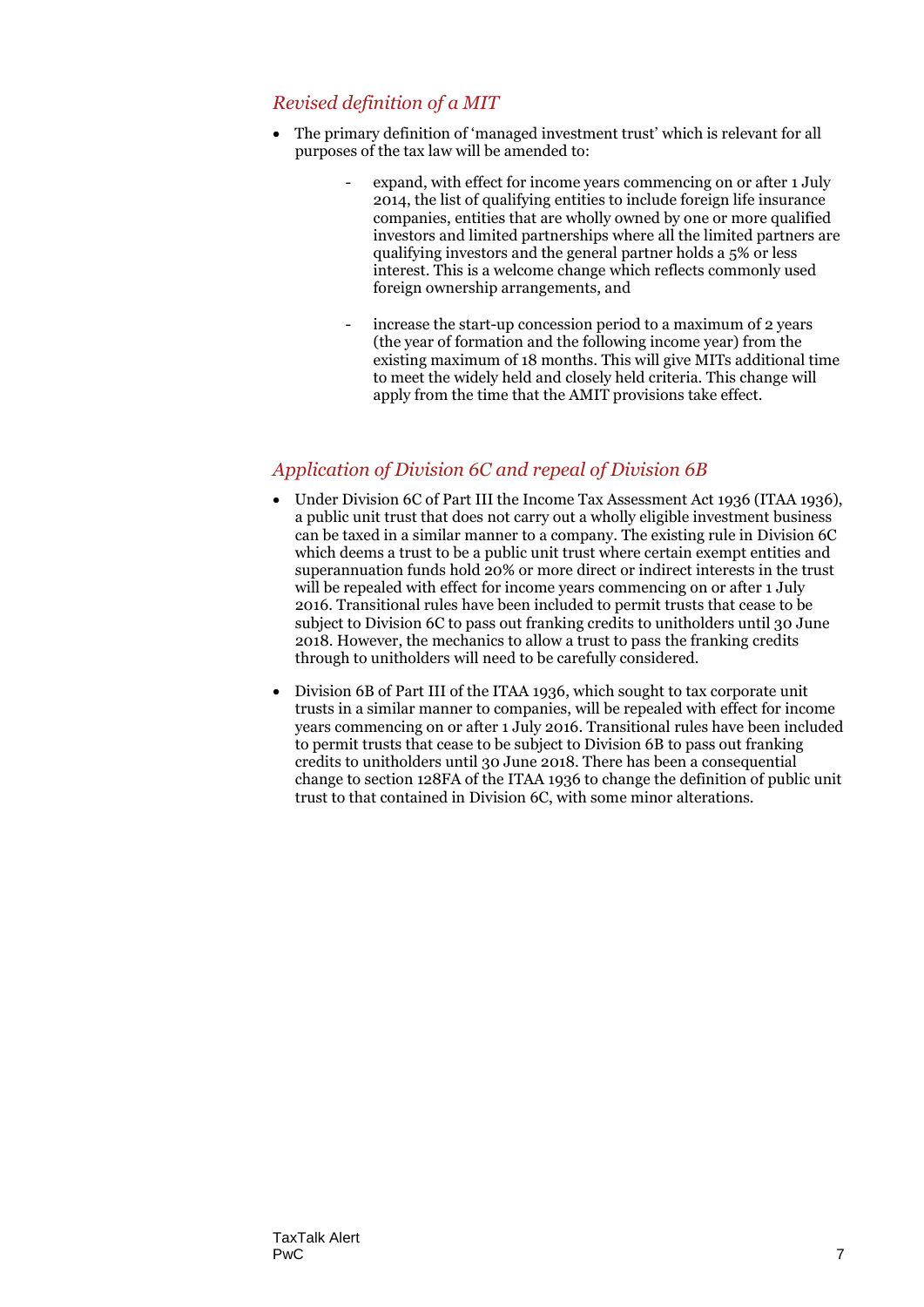### *Revised definition of a MIT*

- The primary definition of 'managed investment trust' which is relevant for all purposes of the tax law will be amended to:
  - expand, with effect for income years commencing on or after 1 July 2014, the list of qualifying entities to include foreign life insurance companies, entities that are wholly owned by one or more qualified investors and limited partnerships where all the limited partners are qualifying investors and the general partner holds a 5% or less interest. This is a welcome change which reflects commonly used foreign ownership arrangements, and
  - increase the start-up concession period to a maximum of 2 years (the year of formation and the following income year) from the existing maximum of 18 months. This will give MITs additional time to meet the widely held and closely held criteria. This change will apply from the time that the AMIT provisions take effect.

### *Application of Division 6C and repeal of Division 6B*

- Under Division 6C of Part III the Income Tax Assessment Act 1936 (ITAA 1936), a public unit trust that does not carry out a wholly eligible investment business can be taxed in a similar manner to a company. The existing rule in Division 6C which deems a trust to be a public unit trust where certain exempt entities and superannuation funds hold 20% or more direct or indirect interests in the trust will be repealed with effect for income years commencing on or after 1 July 2016. Transitional rules have been included to permit trusts that cease to be subject to Division 6C to pass out franking credits to unitholders until 30 June 2018. However, the mechanics to allow a trust to pass the franking credits through to unitholders will need to be carefully considered.
- Division 6B of Part III of the ITAA 1936, which sought to tax corporate unit trusts in a similar manner to companies, will be repealed with effect for income years commencing on or after 1 July 2016. Transitional rules have been included to permit trusts that cease to be subject to Division 6B to pass out franking credits to unitholders until 30 June 2018. There has been a consequential change to section 128FA of the ITAA 1936 to change the definition of public unit trust to that contained in Division 6C, with some minor alterations.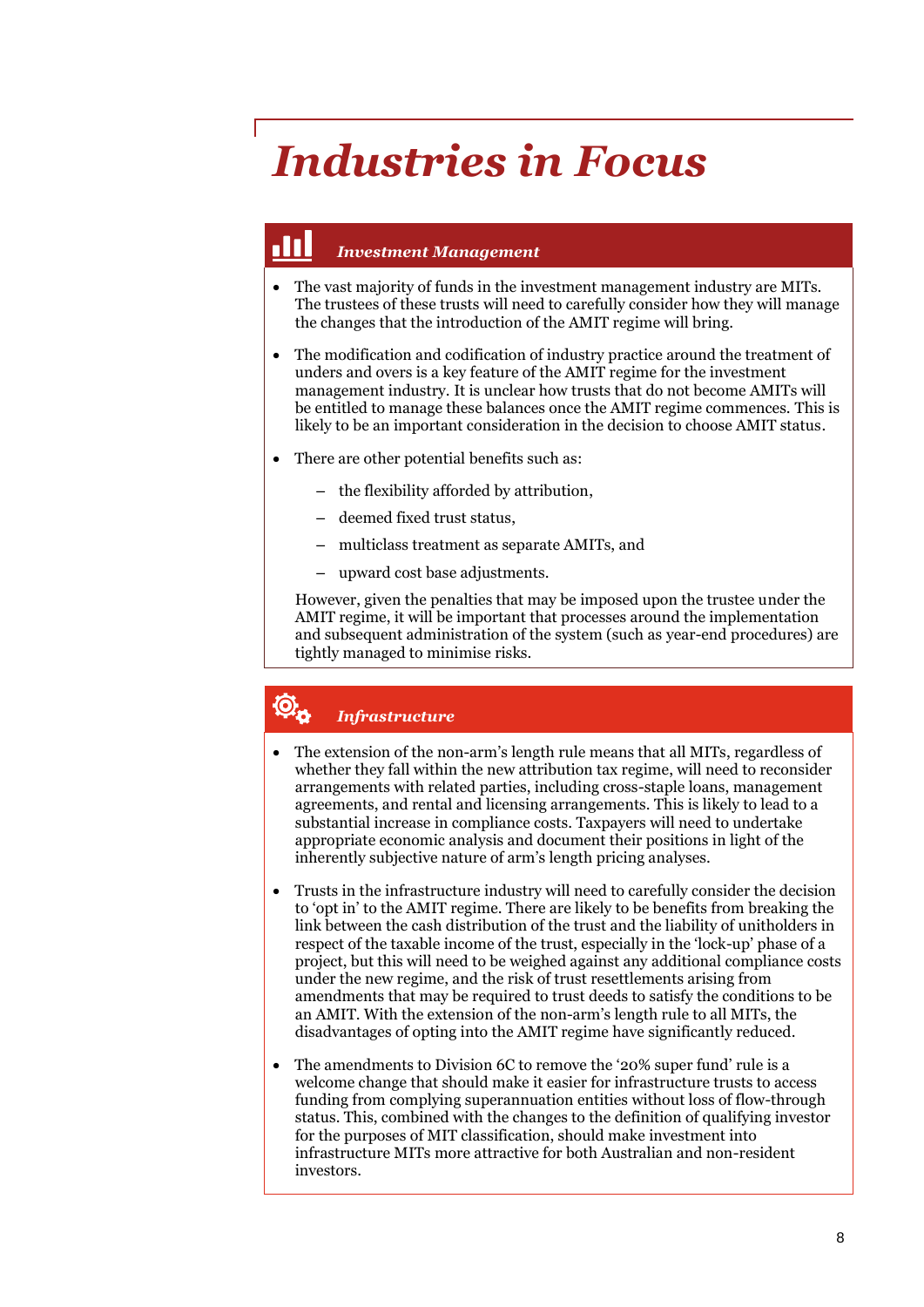# *Industries in Focus*

## *Investment Management*

- The vast majority of funds in the investment management industry are MITs. The trustees of these trusts will need to carefully consider how they will manage the changes that the introduction of the AMIT regime will bring.
- The modification and codification of industry practice around the treatment of unders and overs is a key feature of the AMIT regime for the investment management industry. It is unclear how trusts that do not become AMITs will be entitled to manage these balances once the AMIT regime commences. This is likely to be an important consideration in the decision to choose AMIT status.
- There are other potential benefits such as:
  - the flexibility afforded by attribution,
  - deemed fixed trust status,
  - multiclass treatment as separate AMITs, and
  - upward cost base adjustments.

  However, given the penalties that may be imposed upon the trustee under the AMIT regime, it will be important that processes around the implementation and subsequent administration of the system (such as year-end procedures) are tightly managed to minimise risks.

## *Infrastructure*

- The extension of the non-arm's length rule means that all MITs, regardless of whether they fall within the new attribution tax regime, will need to reconsider arrangements with related parties, including cross-staple loans, management agreements, and rental and licensing arrangements. This is likely to lead to a substantial increase in compliance costs. Taxpayers will need to undertake appropriate economic analysis and document their positions in light of the inherently subjective nature of arm's length pricing analyses.
- Trusts in the infrastructure industry will need to carefully consider the decision to 'opt in' to the AMIT regime. There are likely to be benefits from breaking the link between the cash distribution of the trust and the liability of unitholders in respect of the taxable income of the trust, especially in the 'lock-up' phase of a project, but this will need to be weighed against any additional compliance costs under the new regime, and the risk of trust resettlements arising from amendments that may be required to trust deeds to satisfy the conditions to be an AMIT. With the extension of the non-arm's length rule to all MITs, the disadvantages of opting into the AMIT regime have significantly reduced.
- The amendments to Division 6C to remove the '20% super fund' rule is a welcome change that should make it easier for infrastructure trusts to access funding from complying superannuation entities without loss of flow-through status. This, combined with the changes to the definition of qualifying investor for the purposes of MIT classification, should make investment into infrastructure MITs more attractive for both Australian and non-resident investors.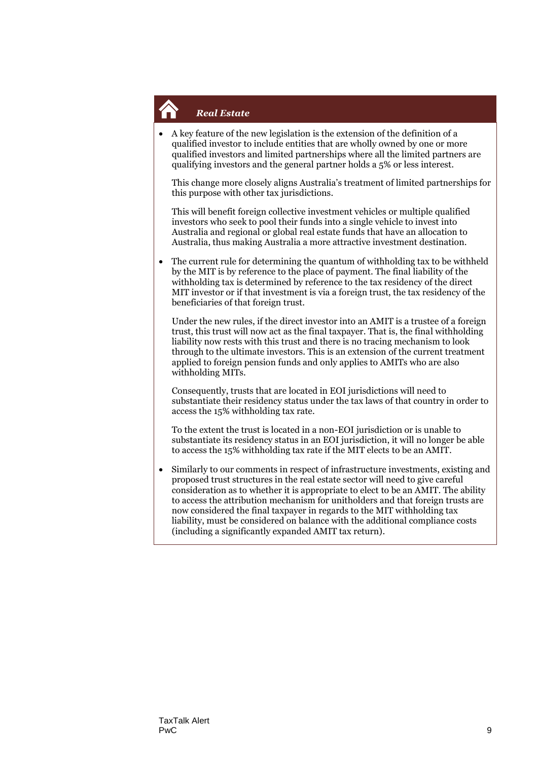### ***Real Estate***

- A key feature of the new legislation is the extension of the definition of a qualified investor to include entities that are wholly owned by one or more qualified investors and limited partnerships where all the limited partners are qualifying investors and the general partner holds a 5% or less interest.

  This change more closely aligns Australia's treatment of limited partnerships for this purpose with other tax jurisdictions.

  This will benefit foreign collective investment vehicles or multiple qualified investors who seek to pool their funds into a single vehicle to invest into Australia and regional or global real estate funds that have an allocation to Australia, thus making Australia a more attractive investment destination.

- The current rule for determining the quantum of withholding tax to be withheld by the MIT is by reference to the place of payment. The final liability of the withholding tax is determined by reference to the tax residency of the direct MIT investor or if that investment is via a foreign trust, the tax residency of the beneficiaries of that foreign trust.

  Under the new rules, if the direct investor into an AMIT is a trustee of a foreign trust, this trust will now act as the final taxpayer. That is, the final withholding liability now rests with this trust and there is no tracing mechanism to look through to the ultimate investors. This is an extension of the current treatment applied to foreign pension funds and only applies to AMITs who are also withholding MITs.

  Consequently, trusts that are located in EOI jurisdictions will need to substantiate their residency status under the tax laws of that country in order to access the 15% withholding tax rate.

  To the extent the trust is located in a non-EOI jurisdiction or is unable to substantiate its residency status in an EOI jurisdiction, it will no longer be able to access the 15% withholding tax rate if the MIT elects to be an AMIT.

- Similarly to our comments in respect of infrastructure investments, existing and proposed trust structures in the real estate sector will need to give careful consideration as to whether it is appropriate to elect to be an AMIT. The ability to access the attribution mechanism for unitholders and that foreign trusts are now considered the final taxpayer in regards to the MIT withholding tax liability, must be considered on balance with the additional compliance costs (including a significantly expanded AMIT tax return).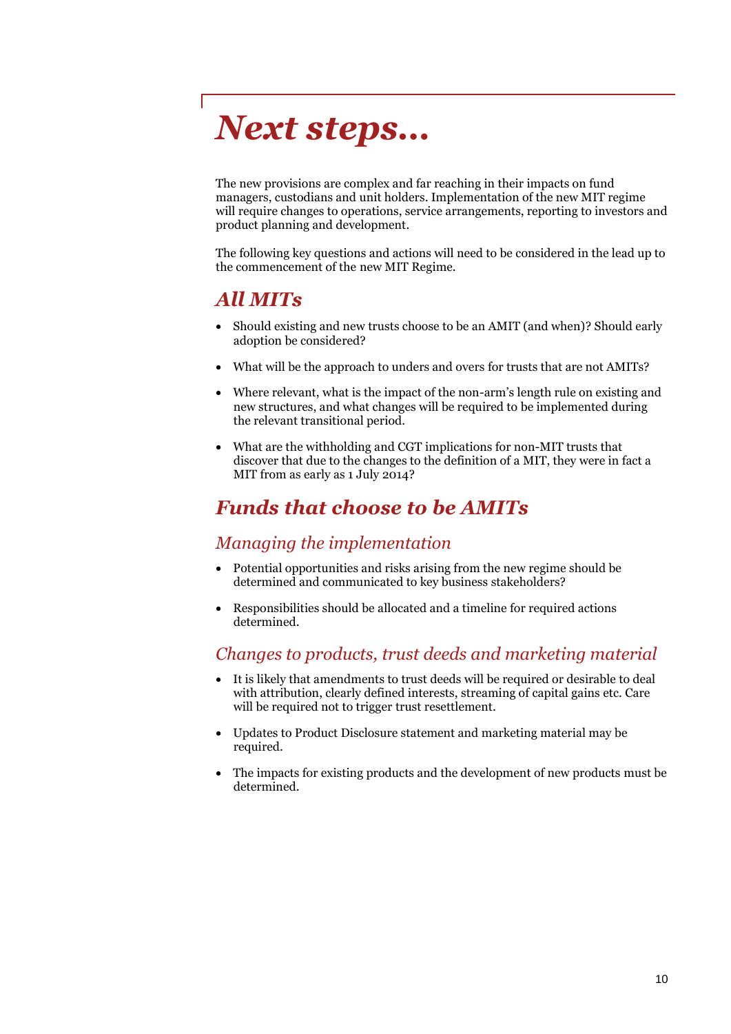# *Next steps…*

The new provisions are complex and far reaching in their impacts on fund managers, custodians and unit holders. Implementation of the new MIT regime will require changes to operations, service arrangements, reporting to investors and product planning and development.

The following key questions and actions will need to be considered in the lead up to the commencement of the new MIT Regime.

## *All MITs*

- Should existing and new trusts choose to be an AMIT (and when)? Should early adoption be considered?
- What will be the approach to unders and overs for trusts that are not AMITs?
- Where relevant, what is the impact of the non-arm's length rule on existing and new structures, and what changes will be required to be implemented during the relevant transitional period.
- What are the withholding and CGT implications for non-MIT trusts that discover that due to the changes to the definition of a MIT, they were in fact a MIT from as early as 1 July 2014?

## *Funds that choose to be AMITs*

### *Managing the implementation*

- Potential opportunities and risks arising from the new regime should be determined and communicated to key business stakeholders?
- Responsibilities should be allocated and a timeline for required actions determined.

### *Changes to products, trust deeds and marketing material*

- It is likely that amendments to trust deeds will be required or desirable to deal with attribution, clearly defined interests, streaming of capital gains etc. Care will be required not to trigger trust resettlement.
- Updates to Product Disclosure statement and marketing material may be required.
- The impacts for existing products and the development of new products must be determined.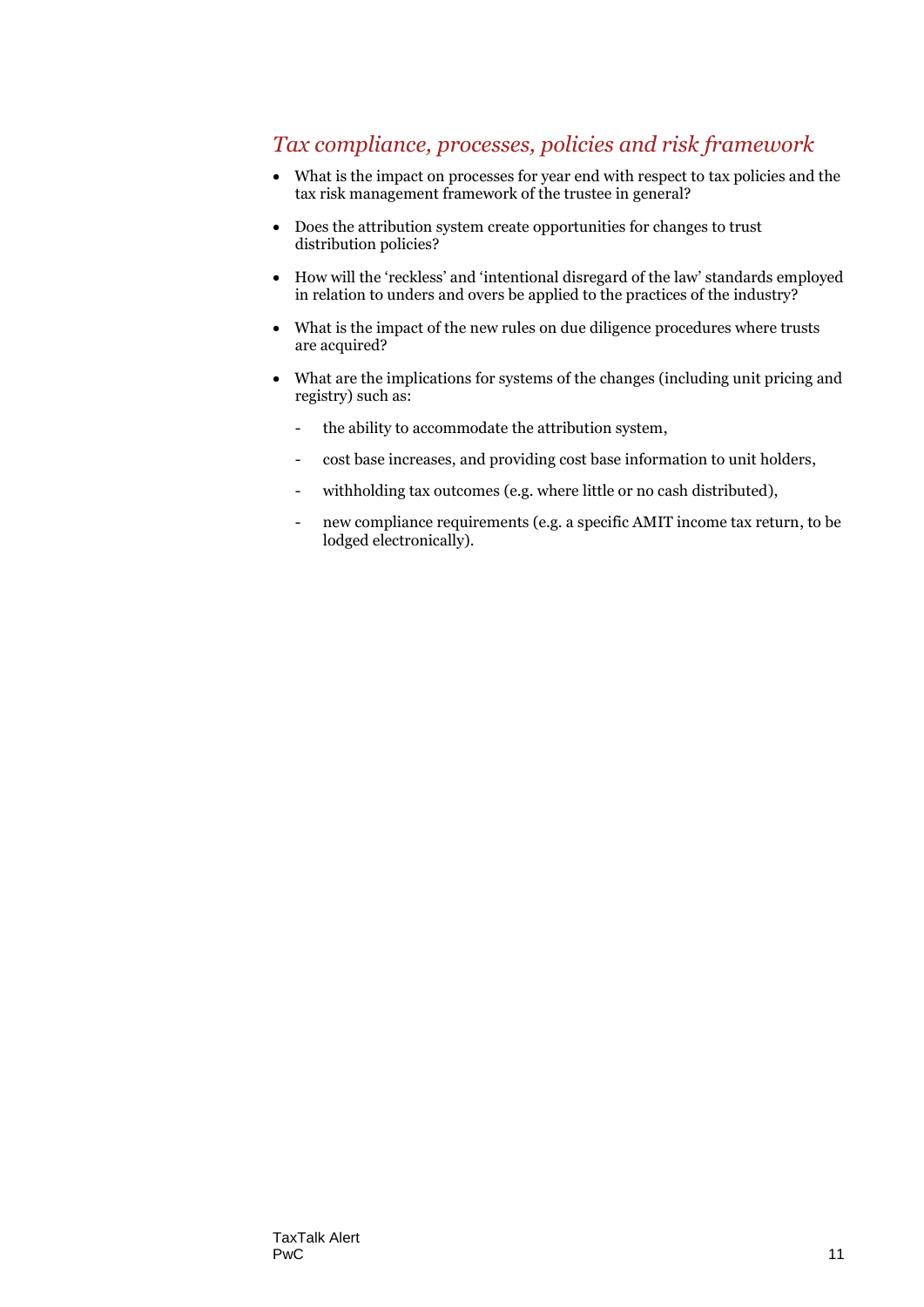## *Tax compliance, processes, policies and risk framework*

- What is the impact on processes for year end with respect to tax policies and the tax risk management framework of the trustee in general?
- Does the attribution system create opportunities for changes to trust distribution policies?
- How will the 'reckless' and 'intentional disregard of the law' standards employed in relation to unders and overs be applied to the practices of the industry?
- What is the impact of the new rules on due diligence procedures where trusts are acquired?
- What are the implications for systems of the changes (including unit pricing and registry) such as:
  - the ability to accommodate the attribution system,
  - cost base increases, and providing cost base information to unit holders,
  - withholding tax outcomes (e.g. where little or no cash distributed),
  - new compliance requirements (e.g. a specific AMIT income tax return, to be lodged electronically).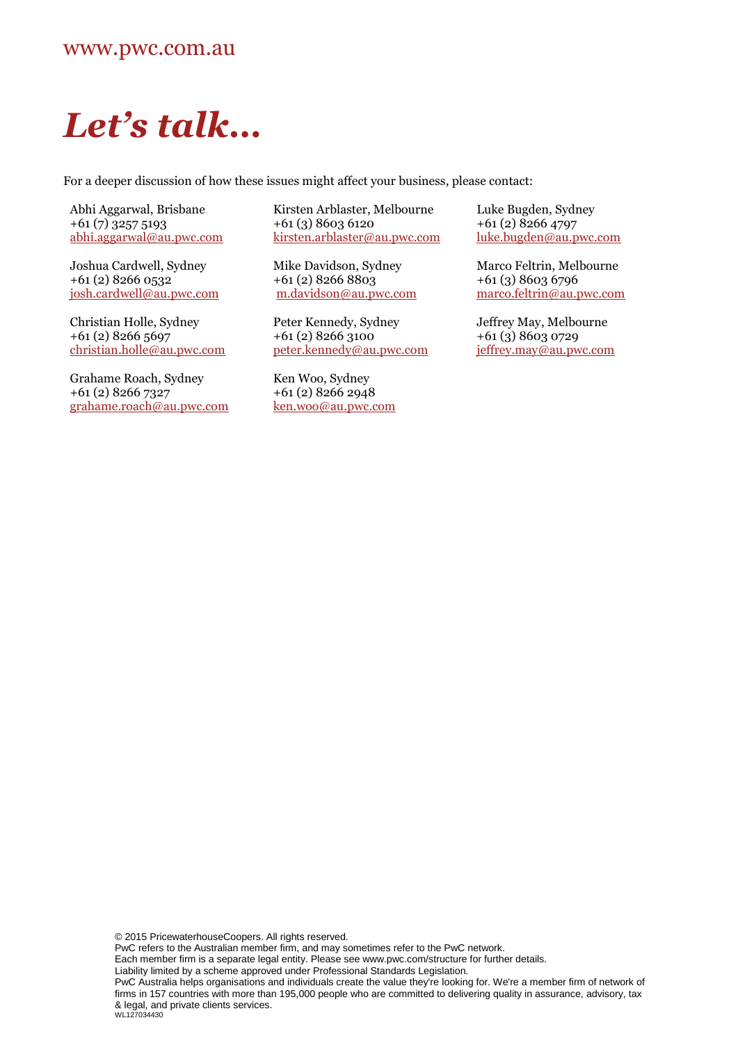www.pwc.com.au

# *Let's talk…*

For a deeper discussion of how these issues might affect your business, please contact:

Abhi Aggarwal, Brisbane
+61 (7) 3257 5193
abhi.aggarwal@au.pwc.com

Kirsten Arblaster, Melbourne
+61 (3) 8603 6120
kirsten.arblaster@au.pwc.com

Luke Bugden, Sydney
+61 (2) 8266 4797
luke.bugden@au.pwc.com

Joshua Cardwell, Sydney
+61 (2) 8266 0532
josh.cardwell@au.pwc.com

Mike Davidson, Sydney
+61 (2) 8266 8803
m.davidson@au.pwc.com

Marco Feltrin, Melbourne
+61 (3) 8603 6796
marco.feltrin@au.pwc.com

Christian Holle, Sydney
+61 (2) 8266 5697
christian.holle@au.pwc.com

Peter Kennedy, Sydney
+61 (2) 8266 3100
peter.kennedy@au.pwc.com

Jeffrey May, Melbourne
+61 (3) 8603 0729
jeffrey.may@au.pwc.com

Grahame Roach, Sydney
+61 (2) 8266 7327
grahame.roach@au.pwc.com

Ken Woo, Sydney
+61 (2) 8266 2948
ken.woo@au.pwc.com

© 2015 PricewaterhouseCoopers. All rights reserved.
PwC refers to the Australian member firm, and may sometimes refer to the PwC network.
Each member firm is a separate legal entity. Please see www.pwc.com/structure for further details.
Liability limited by a scheme approved under Professional Standards Legislation.
PwC Australia helps organisations and individuals create the value they're looking for. We're a member firm of network of firms in 157 countries with more than 195,000 people who are committed to delivering quality in assurance, advisory, tax & legal, and private clients services.
WL127034430